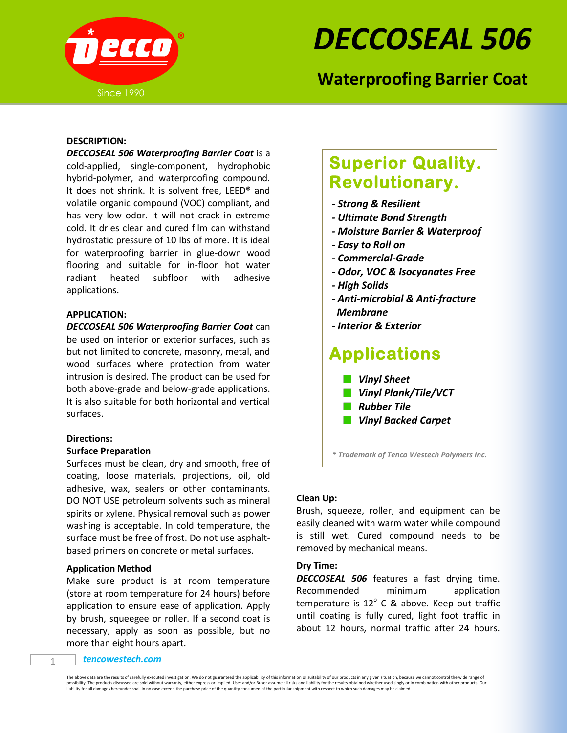# DECCOSEAL 506

## Waterproofing Barrier Coat

Since 1990

**DESCRIPTION:**
***DECCOSEAL 506 Waterproofing Barrier Coat*** is a cold-applied, single-component, hydrophobic hybrid-polymer, and waterproofing compound. It does not shrink. It is solvent free, LEED® and volatile organic compound (VOC) compliant, and has very low odor. It will not crack in extreme cold. It dries clear and cured film can withstand hydrostatic pressure of 10 lbs of more. It is ideal for waterproofing barrier in glue-down wood flooring and suitable for in-floor hot water radiant heated subfloor with adhesive applications.

**APPLICATION:**
***DECCOSEAL 506 Waterproofing Barrier Coat*** can be used on interior or exterior surfaces, such as but not limited to concrete, masonry, metal, and wood surfaces where protection from water intrusion is desired. The product can be used for both above-grade and below-grade applications. It is also suitable for both horizontal and vertical surfaces.

**Directions:**

**Surface Preparation**
Surfaces must be clean, dry and smooth, free of coating, loose materials, projections, oil, old adhesive, wax, sealers or other contaminants. DO NOT USE petroleum solvents such as mineral spirits or xylene. Physical removal such as power washing is acceptable. In cold temperature, the surface must be free of frost. Do not use asphalt-based primers on concrete or metal surfaces.

**Application Method**
Make sure product is at room temperature (store at room temperature for 24 hours) before application to ensure ease of application. Apply by brush, squeegee or roller. If a second coat is necessary, apply as soon as possible, but no more than eight hours apart.

## Superior Quality. Revolutionary.

- ***Strong & Resilient***
- ***Ultimate Bond Strength***
- ***Moisture Barrier & Waterproof***
- ***Easy to Roll on***
- ***Commercial-Grade***
- ***Odor, VOC & Isocyanates Free***
- ***High Solids***
- ***Anti-microbial & Anti-fracture Membrane***
- ***Interior & Exterior***

## Applications

- ***Vinyl Sheet***
- ***Vinyl Plank/Tile/VCT***
- ***Rubber Tile***
- ***Vinyl Backed Carpet***

*\* Trademark of Tenco Westech Polymers Inc.*

**Clean Up:**
Brush, squeeze, roller, and equipment can be easily cleaned with warm water while compound is still wet. Cured compound needs to be removed by mechanical means.

**Dry Time:**
***DECCOSEAL 506*** features a fast drying time. Recommended minimum application temperature is 12° C & above. Keep out traffic until coating is fully cured, light foot traffic in about 12 hours, normal traffic after 24 hours.

*tencowestech.com*

The above data are the results of carefully executed investigation. We do not guaranteed the applicability of this information or suitability of our products in any given situation, because we cannot control the wide range of possibility. The products discussed are sold without warranty, either express or implied. User and/or Buyer assume all risks and liability for the results obtained whether used singly or in combination with other products. Our liability for all damages hereunder shall in no case exceed the purchase price of the quantity consumed of the particular shipment with respect to which such damages may be claimed.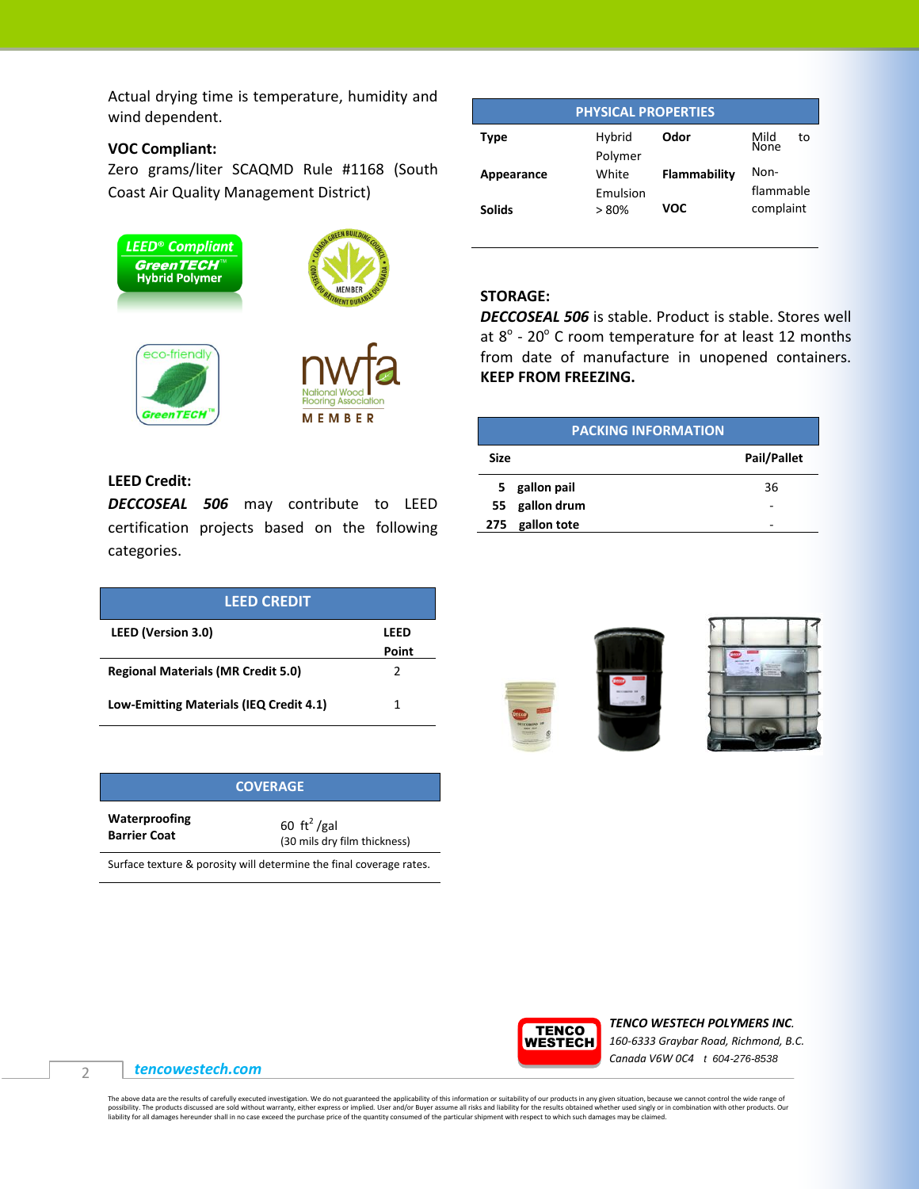Actual drying time is temperature, humidity and wind dependent.

**VOC Compliant:**
Zero grams/liter SCAQMD Rule #1168 (South Coast Air Quality Management District)

LEED® Compliant GreenTECH™ Hybrid Polymer

eco-friendly GreenTECH™

nwfa National Wood Flooring Association MEMBER

**LEED Credit:**
***DECCOSEAL 506*** may contribute to LEED certification projects based on the following categories.

| LEED CREDIT | |
|---|---|
| **LEED (Version 3.0)** | **LEED Point** |
| **Regional Materials (MR Credit 5.0)** | 2 |
| **Low-Emitting Materials (IEQ Credit 4.1)** | 1 |

| COVERAGE | |
|---|---|
| **Waterproofing Barrier Coat** | 60 $ft^2$ /gal (30 mils dry film thickness) |
| Surface texture & porosity will determine the final coverage rates. | |

| PHYSICAL PROPERTIES | | | |
|---|---|---|---|
| **Type** | Hybrid Polymer | **Odor** | Mild to None |
| **Appearance** | White Emulsion | **Flammability** | Non-flammable |
| **Solids** | > 80% | **VOC** | complaint |

**STORAGE:**
***DECCOSEAL 506*** is stable. Product is stable. Stores well at 8° - 20° C room temperature for at least 12 months from date of manufacture in unopened containers. **KEEP FROM FREEZING.**

| PACKING INFORMATION | |
|---|---|
| **Size** | **Pail/Pallet** |
| **5 gallon pail** | 36 |
| **55 gallon drum** | - |
| **275 gallon tote** | - |

***TENCO WESTECH POLYMERS INC.***
*160-6333 Graybar Road, Richmond, B.C. Canada V6W 0C4 t 604-276-8538*

***tencowestech.com***

The above data are the results of carefully executed investigation. We do not guaranteed the applicability of this information or suitability of our products in any given situation, because we cannot control the wide range of possibility. The products discussed are sold without warranty, either express or implied. User and/or Buyer assume all risks and liability for the results obtained when used singly or in combination with other products. Our liability for all damages hereunder shall in no case exceed the purchase price of the quantity consumed of the particular shipment with respect to which such damages may be claimed.